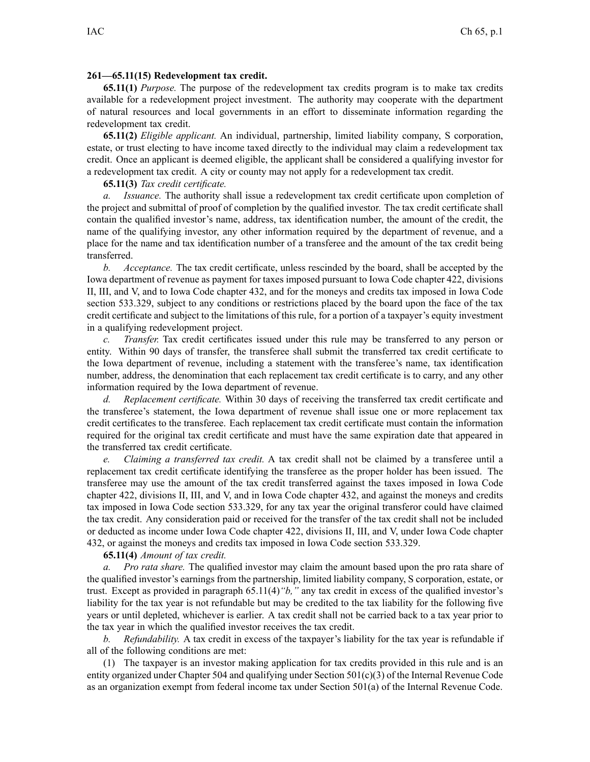**261—65.11(15) Redevelopment tax credit.**

**65.11(1)** *Purpose.* The purpose of the redevelopment tax credits program is to make tax credits available for a redevelopment project investment. The authority may cooperate with the department of natural resources and local governments in an effort to disseminate information regarding the redevelopment tax credit.

**65.11(2)** *Eligible applicant.* An individual, partnership, limited liability company, S corporation, estate, or trust electing to have income taxed directly to the individual may claim a redevelopment tax credit. Once an applicant is deemed eligible, the applicant shall be considered a qualifying investor for a redevelopment tax credit. A city or county may not apply for a redevelopment tax credit.

**65.11(3)** *Tax credit certificate.*

*a. Issuance.* The authority shall issue a redevelopment tax credit certificate upon completion of the project and submittal of proof of completion by the qualified investor. The tax credit certificate shall contain the qualified investor's name, address, tax identification number, the amount of the credit, the name of the qualifying investor, any other information required by the department of revenue, and a place for the name and tax identification number of a transferee and the amount of the tax credit being transferred.

*b. Acceptance.* The tax credit certificate, unless rescinded by the board, shall be accepted by the Iowa department of revenue as payment for taxes imposed pursuant to Iowa Code chapter 422, divisions II, III, and V, and to Iowa Code chapter 432, and for the moneys and credits tax imposed in Iowa Code section 533.329, subject to any conditions or restrictions placed by the board upon the face of the tax credit certificate and subject to the limitations of this rule, for a portion of a taxpayer's equity investment in a qualifying redevelopment project.

*c. Transfer.* Tax credit certificates issued under this rule may be transferred to any person or entity. Within 90 days of transfer, the transferee shall submit the transferred tax credit certificate to the Iowa department of revenue, including a statement with the transferee's name, tax identification number, address, the denomination that each replacement tax credit certificate is to carry, and any other information required by the Iowa department of revenue.

*d. Replacement certificate.* Within 30 days of receiving the transferred tax credit certificate and the transferee's statement, the Iowa department of revenue shall issue one or more replacement tax credit certificates to the transferee. Each replacement tax credit certificate must contain the information required for the original tax credit certificate and must have the same expiration date that appeared in the transferred tax credit certificate.

*e. Claiming a transferred tax credit.* A tax credit shall not be claimed by a transferee until a replacement tax credit certificate identifying the transferee as the proper holder has been issued. The transferee may use the amount of the tax credit transferred against the taxes imposed in Iowa Code chapter 422, divisions II, III, and V, and in Iowa Code chapter 432, and against the moneys and credits tax imposed in Iowa Code section 533.329, for any tax year the original transferor could have claimed the tax credit. Any consideration paid or received for the transfer of the tax credit shall not be included or deducted as income under Iowa Code chapter 422, divisions II, III, and V, under Iowa Code chapter 432, or against the moneys and credits tax imposed in Iowa Code section 533.329.

**65.11(4)** *Amount of tax credit.*

*a. Pro rata share.* The qualified investor may claim the amount based upon the pro rata share of the qualified investor's earnings from the partnership, limited liability company, S corporation, estate, or trust. Except as provided in paragraph 65.11(4)*"b,"* any tax credit in excess of the qualified investor's liability for the tax year is not refundable but may be credited to the tax liability for the following five years or until depleted, whichever is earlier. A tax credit shall not be carried back to a tax year prior to the tax year in which the qualified investor receives the tax credit.

*b. Refundability.* A tax credit in excess of the taxpayer's liability for the tax year is refundable if all of the following conditions are met:

(1) The taxpayer is an investor making application for tax credits provided in this rule and is an entity organized under Chapter 504 and qualifying under Section 501(c)(3) of the Internal Revenue Code as an organization exempt from federal income tax under Section 501(a) of the Internal Revenue Code.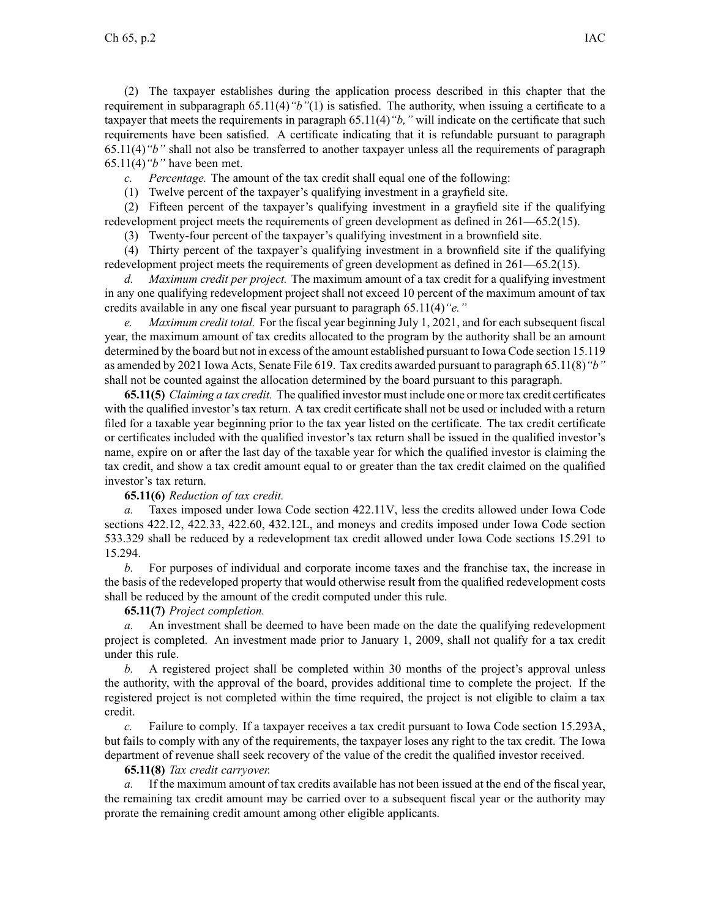(2) The taxpayer establishes during the application process described in this chapter that the requirement in subparagraph 65.11(4)*"b"*(1) is satisfied. The authority, when issuing a certificate to a taxpayer that meets the requirements in paragraph 65.11(4)*"b,"* will indicate on the certificate that such requirements have been satisfied. A certificate indicating that it is refundable pursuant to paragraph 65.11(4)*"b"* shall not also be transferred to another taxpayer unless all the requirements of paragraph 65.11(4)*"b"* have been met.

*c. Percentage.* The amount of the tax credit shall equal one of the following:

(1) Twelve percent of the taxpayer's qualifying investment in a grayfield site.

(2) Fifteen percent of the taxpayer's qualifying investment in a grayfield site if the qualifying redevelopment project meets the requirements of green development as defined in 261—65.2(15).

(3) Twenty-four percent of the taxpayer's qualifying investment in a brownfield site.

(4) Thirty percent of the taxpayer's qualifying investment in a brownfield site if the qualifying redevelopment project meets the requirements of green development as defined in 261—65.2(15).

*d. Maximum credit per project.* The maximum amount of a tax credit for a qualifying investment in any one qualifying redevelopment project shall not exceed 10 percent of the maximum amount of tax credits available in any one fiscal year pursuant to paragraph 65.11(4)*"e."*

*e. Maximum credit total.* For the fiscal year beginning July 1, 2021, and for each subsequent fiscal year, the maximum amount of tax credits allocated to the program by the authority shall be an amount determined by the board but not in excess of the amount established pursuant to Iowa Code section 15.119 as amended by 2021 Iowa Acts, Senate File 619. Tax credits awarded pursuant to paragraph 65.11(8)*"b"* shall not be counted against the allocation determined by the board pursuant to this paragraph.

**65.11(5)** *Claiming a tax credit.* The qualified investor must include one or more tax credit certificates with the qualified investor's tax return. A tax credit certificate shall not be used or included with a return filed for a taxable year beginning prior to the tax year listed on the certificate. The tax credit certificate or certificates included with the qualified investor's tax return shall be issued in the qualified investor's name, expire on or after the last day of the taxable year for which the qualified investor is claiming the tax credit, and show a tax credit amount equal to or greater than the tax credit claimed on the qualified investor's tax return.

**65.11(6)** *Reduction of tax credit.*

*a.* Taxes imposed under Iowa Code section 422.11V, less the credits allowed under Iowa Code sections 422.12, 422.33, 422.60, 432.12L, and moneys and credits imposed under Iowa Code section 533.329 shall be reduced by a redevelopment tax credit allowed under Iowa Code sections 15.291 to 15.294.

*b.* For purposes of individual and corporate income taxes and the franchise tax, the increase in the basis of the redeveloped property that would otherwise result from the qualified redevelopment costs shall be reduced by the amount of the credit computed under this rule.

**65.11(7)** *Project completion.*

*a.* An investment shall be deemed to have been made on the date the qualifying redevelopment project is completed. An investment made prior to January 1, 2009, shall not qualify for a tax credit under this rule.

*b.* A registered project shall be completed within 30 months of the project's approval unless the authority, with the approval of the board, provides additional time to complete the project. If the registered project is not completed within the time required, the project is not eligible to claim a tax credit.

*c.* Failure to comply. If a taxpayer receives a tax credit pursuant to Iowa Code section 15.293A, but fails to comply with any of the requirements, the taxpayer loses any right to the tax credit. The Iowa department of revenue shall seek recovery of the value of the credit the qualified investor received.

**65.11(8)** *Tax credit carryover.*

*a.* If the maximum amount of tax credits available has not been issued at the end of the fiscal year, the remaining tax credit amount may be carried over to a subsequent fiscal year or the authority may prorate the remaining credit amount among other eligible applicants.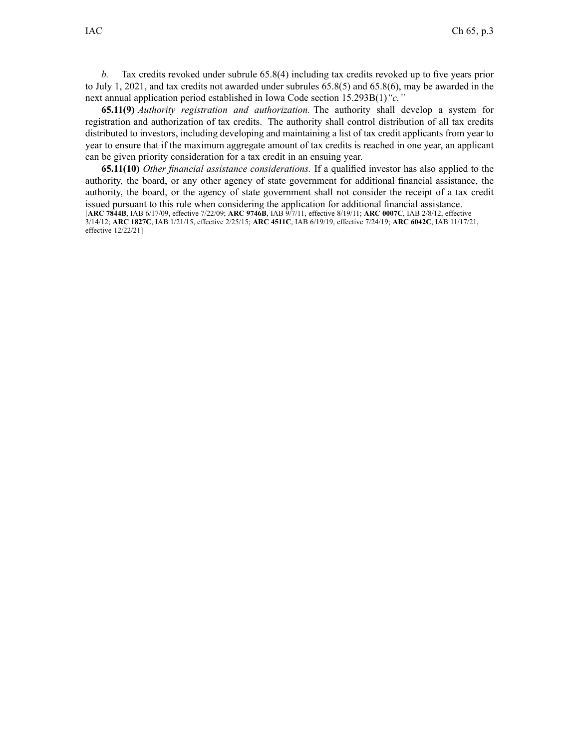*b.* Tax credits revoked under subrule 65.8(4) including tax credits revoked up to five years prior to July 1, 2021, and tax credits not awarded under subrules 65.8(5) and 65.8(6), may be awarded in the next annual application period established in Iowa Code section 15.293B(1)*"c."*

**65.11(9)** *Authority registration and authorization.* The authority shall develop a system for registration and authorization of tax credits. The authority shall control distribution of all tax credits distributed to investors, including developing and maintaining a list of tax credit applicants from year to year to ensure that if the maximum aggregate amount of tax credits is reached in one year, an applicant can be given priority consideration for a tax credit in an ensuing year.

**65.11(10)** *Other financial assistance considerations.* If a qualified investor has also applied to the authority, the board, or any other agency of state government for additional financial assistance, the authority, the board, or the agency of state government shall not consider the receipt of a tax credit issued pursuant to this rule when considering the application for additional financial assistance.

[**ARC 7844B**, IAB 6/17/09, effective 7/22/09; **ARC 9746B**, IAB 9/7/11, effective 8/19/11; **ARC 0007C**, IAB 2/8/12, effective 3/14/12; **ARC 1827C**, IAB 1/21/15, effective 2/25/15; **ARC 4511C**, IAB 6/19/19, effective 7/24/19; **ARC 6042C**, IAB 11/17/21, effective 12/22/21]